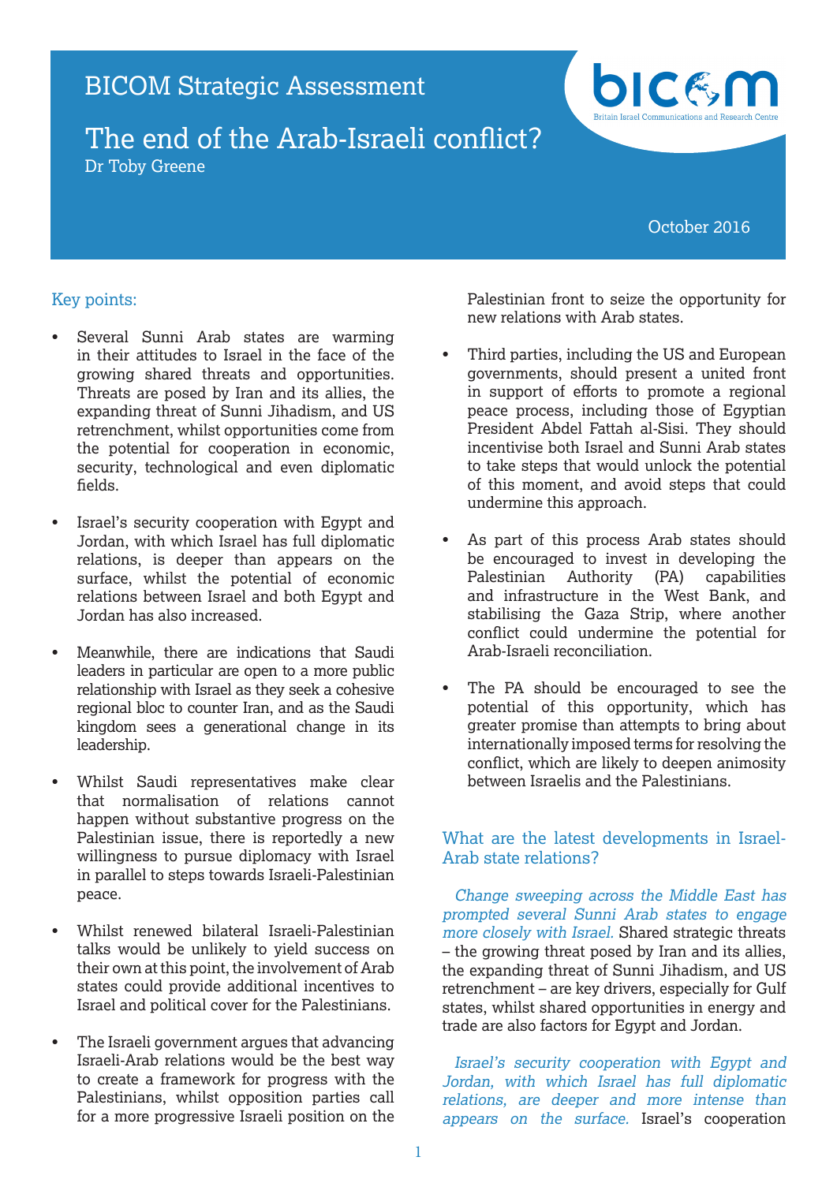BICOM Strategic Assessment

# The end of the Arab-Israeli conflict?

Dr Toby Greene

October 2016

## Key points:

- Several Sunni Arab states are warming in their attitudes to Israel in the face of the growing shared threats and opportunities. Threats are posed by Iran and its allies, the expanding threat of Sunni Jihadism, and US retrenchment, whilst opportunities come from the potential for cooperation in economic, security, technological and even diplomatic fields.

- Israel's security cooperation with Egypt and Jordan, with which Israel has full diplomatic relations, is deeper than appears on the surface, whilst the potential of economic relations between Israel and both Egypt and Jordan has also increased.

- Meanwhile, there are indications that Saudi leaders in particular are open to a more public relationship with Israel as they seek a cohesive regional bloc to counter Iran, and as the Saudi kingdom sees a generational change in its leadership.

- Whilst Saudi representatives make clear that normalisation of relations cannot happen without substantive progress on the Palestinian issue, there is reportedly a new willingness to pursue diplomacy with Israel in parallel to steps towards Israeli-Palestinian peace.

- Whilst renewed bilateral Israeli-Palestinian talks would be unlikely to yield success on their own at this point, the involvement of Arab states could provide additional incentives to Israel and political cover for the Palestinians.

- The Israeli government argues that advancing Israeli-Arab relations would be the best way to create a framework for progress with the Palestinians, whilst opposition parties call for a more progressive Israeli position on the Palestinian front to seize the opportunity for new relations with Arab states.

- Third parties, including the US and European governments, should present a united front in support of efforts to promote a regional peace process, including those of Egyptian President Abdel Fattah al-Sisi. They should incentivise both Israel and Sunni Arab states to take steps that would unlock the potential of this moment, and avoid steps that could undermine this approach.

- As part of this process Arab states should be encouraged to invest in developing the Palestinian Authority (PA) capabilities and infrastructure in the West Bank, and stabilising the Gaza Strip, where another conflict could undermine the potential for Arab-Israeli reconciliation.

- The PA should be encouraged to see the potential of this opportunity, which has greater promise than attempts to bring about internationally imposed terms for resolving the conflict, which are likely to deepen animosity between Israelis and the Palestinians.

## What are the latest developments in Israel-Arab state relations?

*Change sweeping across the Middle East has prompted several Sunni Arab states to engage more closely with Israel.* Shared strategic threats – the growing threat posed by Iran and its allies, the expanding threat of Sunni Jihadism, and US retrenchment – are key drivers, especially for Gulf states, whilst shared opportunities in energy and trade are also factors for Egypt and Jordan.

*Israel's security cooperation with Egypt and Jordan, with which Israel has full diplomatic relations, are deeper and more intense than appears on the surface.* Israel's cooperation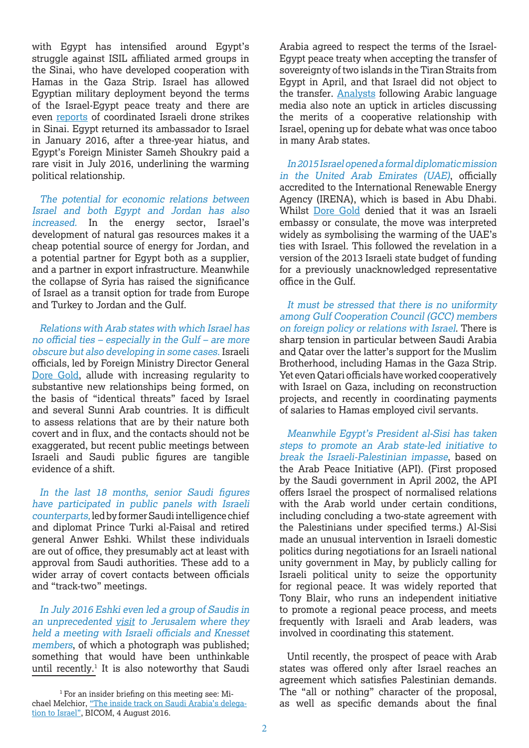with Egypt has intensified around Egypt's struggle against ISIL affiliated armed groups in the Sinai, who have developed cooperation with Hamas in the Gaza Strip. Israel has allowed Egyptian military deployment beyond the terms of the Israel-Egypt peace treaty and there are even reports of coordinated Israeli drone strikes in Sinai. Egypt returned its ambassador to Israel in January 2016, after a three-year hiatus, and Egypt's Foreign Minister Sameh Shoukry paid a rare visit in July 2016, underlining the warming political relationship.

*The potential for economic relations between Israel and both Egypt and Jordan has also increased.* In the energy sector, Israel's development of natural gas resources makes it a cheap potential source of energy for Jordan, and a potential partner for Egypt both as a supplier, and a partner in export infrastructure. Meanwhile the collapse of Syria has raised the significance of Israel as a transit option for trade from Europe and Turkey to Jordan and the Gulf.

*Relations with Arab states with which Israel has no official ties – especially in the Gulf – are more obscure but also developing in some cases.* Israeli officials, led by Foreign Ministry Director General Dore Gold, allude with increasing regularity to substantive new relationships being formed, on the basis of "identical threats" faced by Israel and several Sunni Arab countries. It is difficult to assess relations that are by their nature both covert and in flux, and the contacts should not be exaggerated, but recent public meetings between Israeli and Saudi public figures are tangible evidence of a shift.

*In the last 18 months, senior Saudi figures have participated in public panels with Israeli counterparts,* led by former Saudi intelligence chief and diplomat Prince Turki al-Faisal and retired general Anwer Eshki. Whilst these individuals are out of office, they presumably act at least with approval from Saudi authorities. These add to a wider array of covert contacts between officials and "track-two" meetings.

*In July 2016 Eshki even led a group of Saudis in an unprecedented visit to Jerusalem where they held a meeting with Israeli officials and Knesset members*, of which a photograph was published; something that would have been unthinkable until recently.[1] It is also noteworthy that Saudi Arabia agreed to respect the terms of the Israel-Egypt peace treaty when accepting the transfer of sovereignty of two islands in the Tiran Straits from Egypt in April, and that Israel did not object to the transfer. Analysts following Arabic language media also note an uptick in articles discussing the merits of a cooperative relationship with Israel, opening up for debate what was once taboo in many Arab states.

*In 2015 Israel opened a formal diplomatic mission in the United Arab Emirates (UAE)*, officially accredited to the International Renewable Energy Agency (IRENA), which is based in Abu Dhabi. Whilst Dore Gold denied that it was an Israeli embassy or consulate, the move was interpreted widely as symbolising the warming of the UAE's ties with Israel. This followed the revelation in a version of the 2013 Israeli state budget of funding for a previously unacknowledged representative office in the Gulf.

*It must be stressed that there is no uniformity among Gulf Cooperation Council (GCC) members on foreign policy or relations with Israel*. There is sharp tension in particular between Saudi Arabia and Qatar over the latter's support for the Muslim Brotherhood, including Hamas in the Gaza Strip. Yet even Qatari officials have worked cooperatively with Israel on Gaza, including on reconstruction projects, and recently in coordinating payments of salaries to Hamas employed civil servants.

*Meanwhile Egypt's President al-Sisi has taken steps to promote an Arab state-led initiative to break the Israeli-Palestinian impasse*, based on the Arab Peace Initiative (API). (First proposed by the Saudi government in April 2002, the API offers Israel the prospect of normalised relations with the Arab world under certain conditions, including concluding a two-state agreement with the Palestinians under specified terms.) Al-Sisi made an unusual intervention in Israeli domestic politics during negotiations for an Israeli national unity government in May, by publicly calling for Israeli political unity to seize the opportunity for regional peace. It was widely reported that Tony Blair, who runs an independent initiative to promote a regional peace process, and meets frequently with Israeli and Arab leaders, was involved in coordinating this statement.

Until recently, the prospect of peace with Arab states was offered only after Israel reaches an agreement which satisfies Palestinian demands. The "all or nothing" character of the proposal, as well as specific demands about the final

[1] For an insider briefing on this meeting see: Michael Melchior, "The inside track on Saudi Arabia's delegation to Israel", BICOM, 4 August 2016.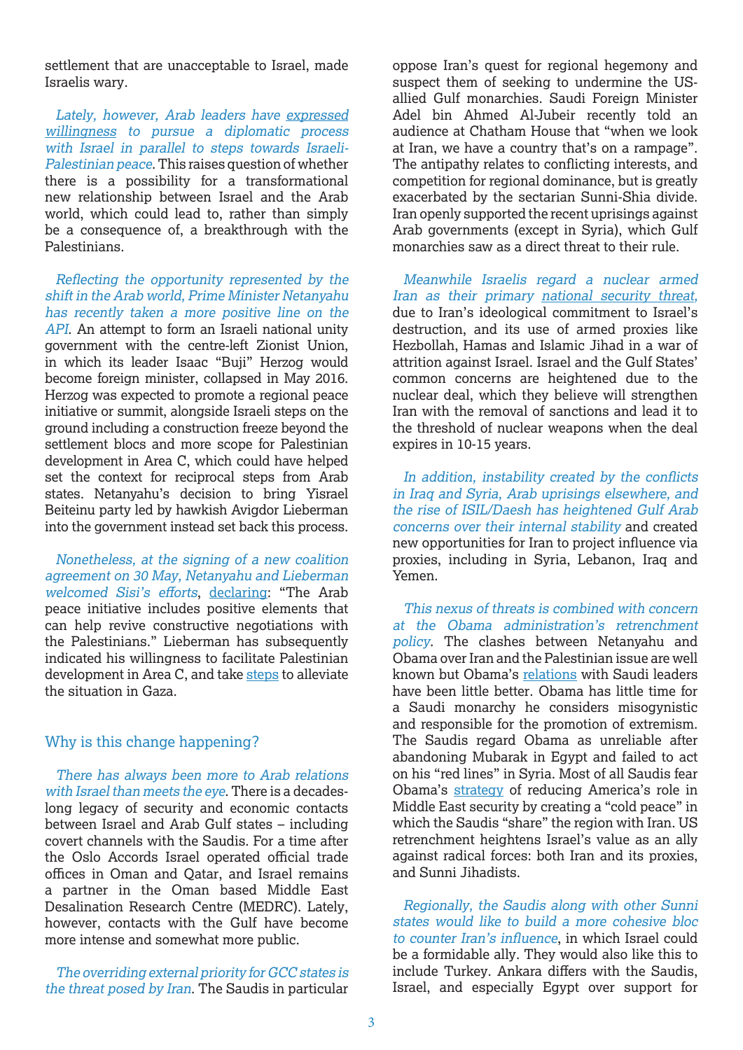settlement that are unacceptable to Israel, made Israelis wary.

*Lately, however, Arab leaders have expressed willingness to pursue a diplomatic process with Israel in parallel to steps towards Israeli-Palestinian peace.* This raises question of whether there is a possibility for a transformational new relationship between Israel and the Arab world, which could lead to, rather than simply be a consequence of, a breakthrough with the Palestinians.

*Reflecting the opportunity represented by the shift in the Arab world, Prime Minister Netanyahu has recently taken a more positive line on the API.* An attempt to form an Israeli national unity government with the centre-left Zionist Union, in which its leader Isaac "Buji" Herzog would become foreign minister, collapsed in May 2016. Herzog was expected to promote a regional peace initiative or summit, alongside Israeli steps on the ground including a construction freeze beyond the settlement blocs and more scope for Palestinian development in Area C, which could have helped set the context for reciprocal steps from Arab states. Netanyahu's decision to bring Yisrael Beiteinu party led by hawkish Avigdor Lieberman into the government instead set back this process.

*Nonetheless, at the signing of a new coalition agreement on 30 May, Netanyahu and Lieberman welcomed Sisi's efforts*, declaring: "The Arab peace initiative includes positive elements that can help revive constructive negotiations with the Palestinians." Lieberman has subsequently indicated his willingness to facilitate Palestinian development in Area C, and take steps to alleviate the situation in Gaza.

## Why is this change happening?

*There has always been more to Arab relations with Israel than meets the eye.* There is a decades-long legacy of security and economic contacts between Israel and Arab Gulf states – including covert channels with the Saudis. For a time after the Oslo Accords Israel operated official trade offices in Oman and Qatar, and Israel remains a partner in the Oman based Middle East Desalination Research Centre (MEDRC). Lately, however, contacts with the Gulf have become more intense and somewhat more public.

*The overriding external priority for GCC states is the threat posed by Iran.* The Saudis in particular oppose Iran's quest for regional hegemony and suspect them of seeking to undermine the US-allied Gulf monarchies. Saudi Foreign Minister Adel bin Ahmed Al-Jubeir recently told an audience at Chatham House that "when we look at Iran, we have a country that's on a rampage". The antipathy relates to conflicting interests, and competition for regional dominance, but is greatly exacerbated by the sectarian Sunni-Shia divide. Iran openly supported the recent uprisings against Arab governments (except in Syria), which Gulf monarchies saw as a direct threat to their rule.

*Meanwhile Israelis regard a nuclear armed Iran as their primary national security threat,* due to Iran's ideological commitment to Israel's destruction, and its use of armed proxies like Hezbollah, Hamas and Islamic Jihad in a war of attrition against Israel. Israel and the Gulf States' common concerns are heightened due to the nuclear deal, which they believe will strengthen Iran with the removal of sanctions and lead it to the threshold of nuclear weapons when the deal expires in 10-15 years.

*In addition, instability created by the conflicts in Iraq and Syria, Arab uprisings elsewhere, and the rise of ISIL/Daesh has heightened Gulf Arab concerns over their internal stability* and created new opportunities for Iran to project influence via proxies, including in Syria, Lebanon, Iraq and Yemen.

*This nexus of threats is combined with concern at the Obama administration's retrenchment policy.* The clashes between Netanyahu and Obama over Iran and the Palestinian issue are well known but Obama's relations with Saudi leaders have been little better. Obama has little time for a Saudi monarchy he considers misogynistic and responsible for the promotion of extremism. The Saudis regard Obama as unreliable after abandoning Mubarak in Egypt and failed to act on his "red lines" in Syria. Most of all Saudis fear Obama's strategy of reducing America's role in Middle East security by creating a "cold peace" in which the Saudis "share" the region with Iran. US retrenchment heightens Israel's value as an ally against radical forces: both Iran and its proxies, and Sunni Jihadists.

*Regionally, the Saudis along with other Sunni states would like to build a more cohesive bloc to counter Iran's influence*, in which Israel could be a formidable ally. They would also like this to include Turkey. Ankara differs with the Saudis, Israel, and especially Egypt over support for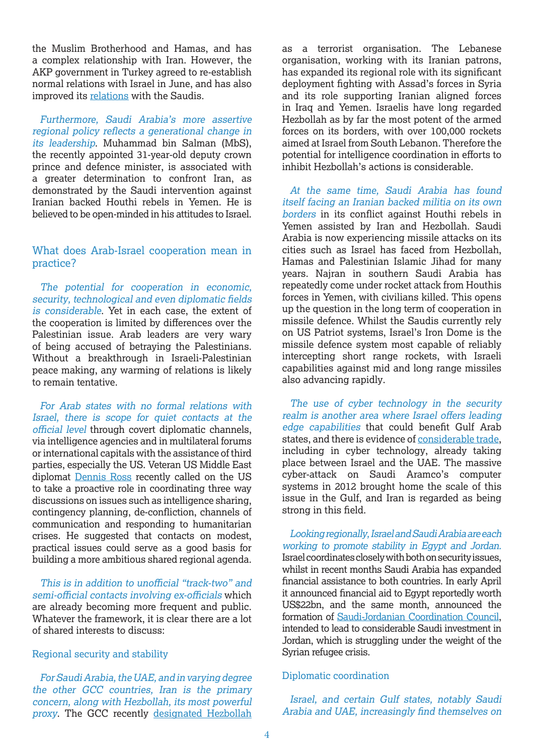the Muslim Brotherhood and Hamas, and has a complex relationship with Iran. However, the AKP government in Turkey agreed to re-establish normal relations with Israel in June, and has also improved its relations with the Saudis.

*Furthermore, Saudi Arabia's more assertive regional policy reflects a generational change in its leadership*. Muhammad bin Salman (MbS), the recently appointed 31-year-old deputy crown prince and defence minister, is associated with a greater determination to confront Iran, as demonstrated by the Saudi intervention against Iranian backed Houthi rebels in Yemen. He is believed to be open-minded in his attitudes to Israel.

## What does Arab-Israel cooperation mean in practice?

*The potential for cooperation in economic, security, technological and even diplomatic fields is considerable*. Yet in each case, the extent of the cooperation is limited by differences over the Palestinian issue. Arab leaders are very wary of being accused of betraying the Palestinians. Without a breakthrough in Israeli-Palestinian peace making, any warming of relations is likely to remain tentative.

*For Arab states with no formal relations with Israel, there is scope for quiet contacts at the official level* through covert diplomatic channels, via intelligence agencies and in multilateral forums or international capitals with the assistance of third parties, especially the US. Veteran US Middle East diplomat Dennis Ross recently called on the US to take a proactive role in coordinating three way discussions on issues such as intelligence sharing, contingency planning, de-confliction, channels of communication and responding to humanitarian crises. He suggested that contacts on modest, practical issues could serve as a good basis for building a more ambitious shared regional agenda.

*This is in addition to unofficial "track-two" and semi-official contacts involving ex-officials* which are already becoming more frequent and public. Whatever the framework, it is clear there are a lot of shared interests to discuss:

### Regional security and stability

*For Saudi Arabia, the UAE, and in varying degree the other GCC countries, Iran is the primary concern, along with Hezbollah, its most powerful proxy*. The GCC recently designated Hezbollah as a terrorist organisation. The Lebanese organisation, working with its Iranian patrons, has expanded its regional role with its significant deployment fighting with Assad's forces in Syria and its role supporting Iranian aligned forces in Iraq and Yemen. Israelis have long regarded Hezbollah as by far the most potent of the armed forces on its borders, with over 100,000 rockets aimed at Israel from South Lebanon. Therefore the potential for intelligence coordination in efforts to inhibit Hezbollah's actions is considerable.

*At the same time, Saudi Arabia has found itself facing an Iranian backed militia on its own borders* in its conflict against Houthi rebels in Yemen assisted by Iran and Hezbollah. Saudi Arabia is now experiencing missile attacks on its cities such as Israel has faced from Hezbollah, Hamas and Palestinian Islamic Jihad for many years. Najran in southern Saudi Arabia has repeatedly come under rocket attack from Houthis forces in Yemen, with civilians killed. This opens up the question in the long term of cooperation in missile defence. Whilst the Saudis currently rely on US Patriot systems, Israel's Iron Dome is the missile defence system most capable of reliably intercepting short range rockets, with Israeli capabilities against mid and long range missiles also advancing rapidly.

*The use of cyber technology in the security realm is another area where Israel offers leading edge capabilities* that could benefit Gulf Arab states, and there is evidence of considerable trade, including in cyber technology, already taking place between Israel and the UAE. The massive cyber-attack on Saudi Aramco's computer systems in 2012 brought home the scale of this issue in the Gulf, and Iran is regarded as being strong in this field.

*Looking regionally, Israel and Saudi Arabia are each working to promote stability in Egypt and Jordan.* Israel coordinates closely with both on security issues, whilst in recent months Saudi Arabia has expanded financial assistance to both countries. In early April it announced financial aid to Egypt reportedly worth US$22bn, and the same month, announced the formation of Saudi-Jordanian Coordination Council, intended to lead to considerable Saudi investment in Jordan, which is struggling under the weight of the Syrian refugee crisis.

### Diplomatic coordination

*Israel, and certain Gulf states, notably Saudi Arabia and UAE, increasingly find themselves on*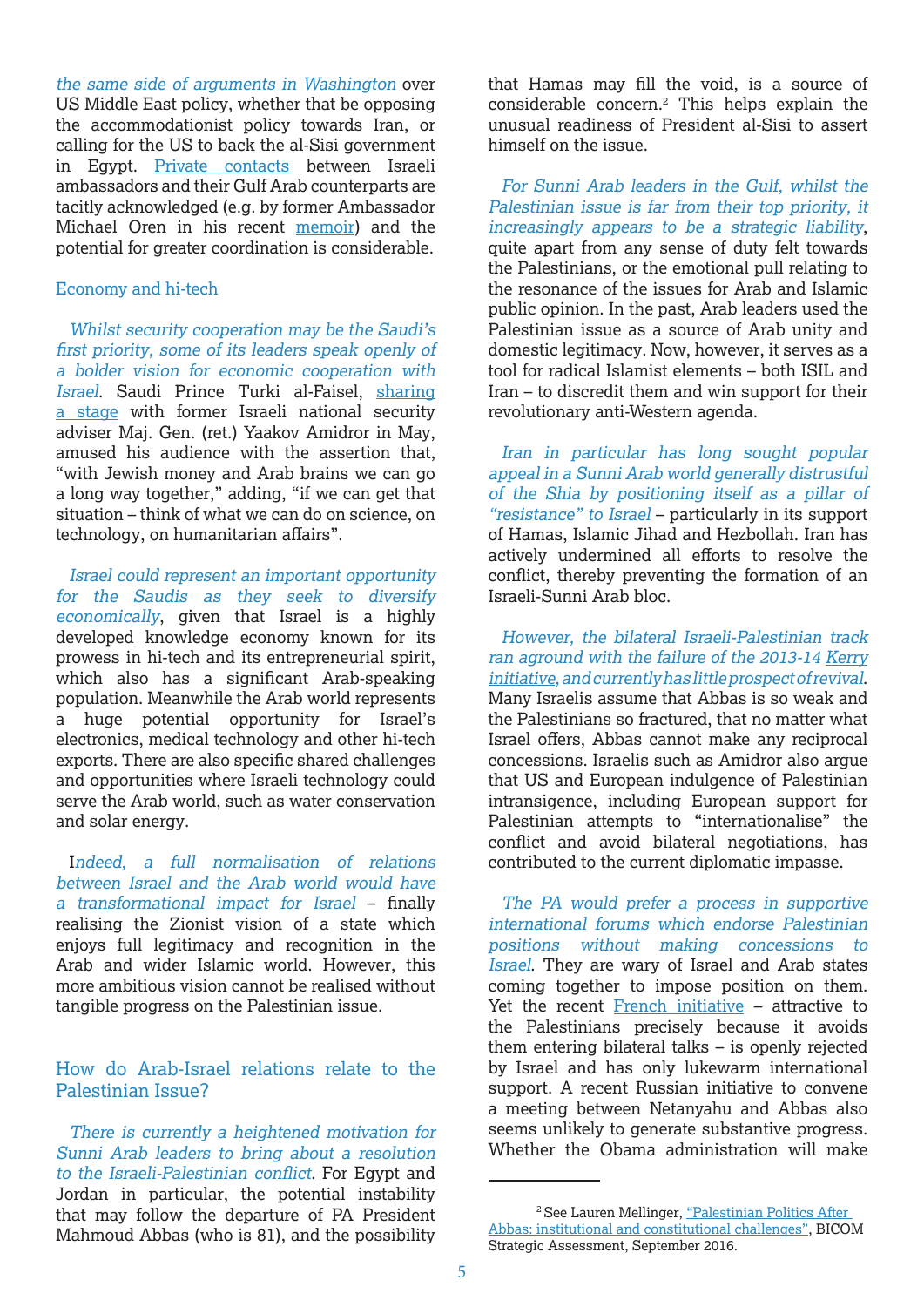*the same side of arguments in Washington* over US Middle East policy, whether that be opposing the accommodationist policy towards Iran, or calling for the US to back the al-Sisi government in Egypt. Private contacts between Israeli ambassadors and their Gulf Arab counterparts are tacitly acknowledged (e.g. by former Ambassador Michael Oren in his recent memoir) and the potential for greater coordination is considerable.

### Economy and hi-tech

*Whilst security cooperation may be the Saudi's first priority, some of its leaders speak openly of a bolder vision for economic cooperation with Israel*. Saudi Prince Turki al-Faisel, sharing a stage with former Israeli national security adviser Maj. Gen. (ret.) Yaakov Amidror in May, amused his audience with the assertion that, "with Jewish money and Arab brains we can go a long way together," adding, "if we can get that situation – think of what we can do on science, on technology, on humanitarian affairs".

*Israel could represent an important opportunity for the Saudis as they seek to diversify economically*, given that Israel is a highly developed knowledge economy known for its prowess in hi-tech and its entrepreneurial spirit, which also has a significant Arab-speaking population. Meanwhile the Arab world represents a huge potential opportunity for Israel's electronics, medical technology and other hi-tech exports. There are also specific shared challenges and opportunities where Israeli technology could serve the Arab world, such as water conservation and solar energy.

I*ndeed, a full normalisation of relations between Israel and the Arab world would have a transformational impact for Israel* – finally realising the Zionist vision of a state which enjoys full legitimacy and recognition in the Arab and wider Islamic world. However, this more ambitious vision cannot be realised without tangible progress on the Palestinian issue.

## How do Arab-Israel relations relate to the Palestinian Issue?

*There is currently a heightened motivation for Sunni Arab leaders to bring about a resolution to the Israeli-Palestinian conflict*. For Egypt and Jordan in particular, the potential instability that may follow the departure of PA President Mahmoud Abbas (who is 81), and the possibility that Hamas may fill the void, is a source of considerable concern.[2] This helps explain the unusual readiness of President al-Sisi to assert himself on the issue.

*For Sunni Arab leaders in the Gulf, whilst the Palestinian issue is far from their top priority, it increasingly appears to be a strategic liability*, quite apart from any sense of duty felt towards the Palestinians, or the emotional pull relating to the resonance of the issues for Arab and Islamic public opinion. In the past, Arab leaders used the Palestinian issue as a source of Arab unity and domestic legitimacy. Now, however, it serves as a tool for radical Islamist elements – both ISIL and Iran – to discredit them and win support for their revolutionary anti-Western agenda.

*Iran in particular has long sought popular appeal in a Sunni Arab world generally distrustful of the Shia by positioning itself as a pillar of "resistance" to Israel* – particularly in its support of Hamas, Islamic Jihad and Hezbollah. Iran has actively undermined all efforts to resolve the conflict, thereby preventing the formation of an Israeli-Sunni Arab bloc.

*However, the bilateral Israeli-Palestinian track ran aground with the failure of the 2013-14 Kerry initiative, and currently has little prospect of revival*. Many Israelis assume that Abbas is so weak and the Palestinians so fractured, that no matter what Israel offers, Abbas cannot make any reciprocal concessions. Israelis such as Amidror also argue that US and European indulgence of Palestinian intransigence, including European support for Palestinian attempts to "internationalise" the conflict and avoid bilateral negotiations, has contributed to the current diplomatic impasse.

*The PA would prefer a process in supportive international forums which endorse Palestinian positions without making concessions to Israel*. They are wary of Israel and Arab states coming together to impose position on them. Yet the recent French initiative – attractive to the Palestinians precisely because it avoids them entering bilateral talks – is openly rejected by Israel and has only lukewarm international support. A recent Russian initiative to convene a meeting between Netanyahu and Abbas also seems unlikely to generate substantive progress. Whether the Obama administration will make

---

[2] See Lauren Mellinger, "Palestinian Politics After Abbas: institutional and constitutional challenges", BICOM Strategic Assessment, September 2016.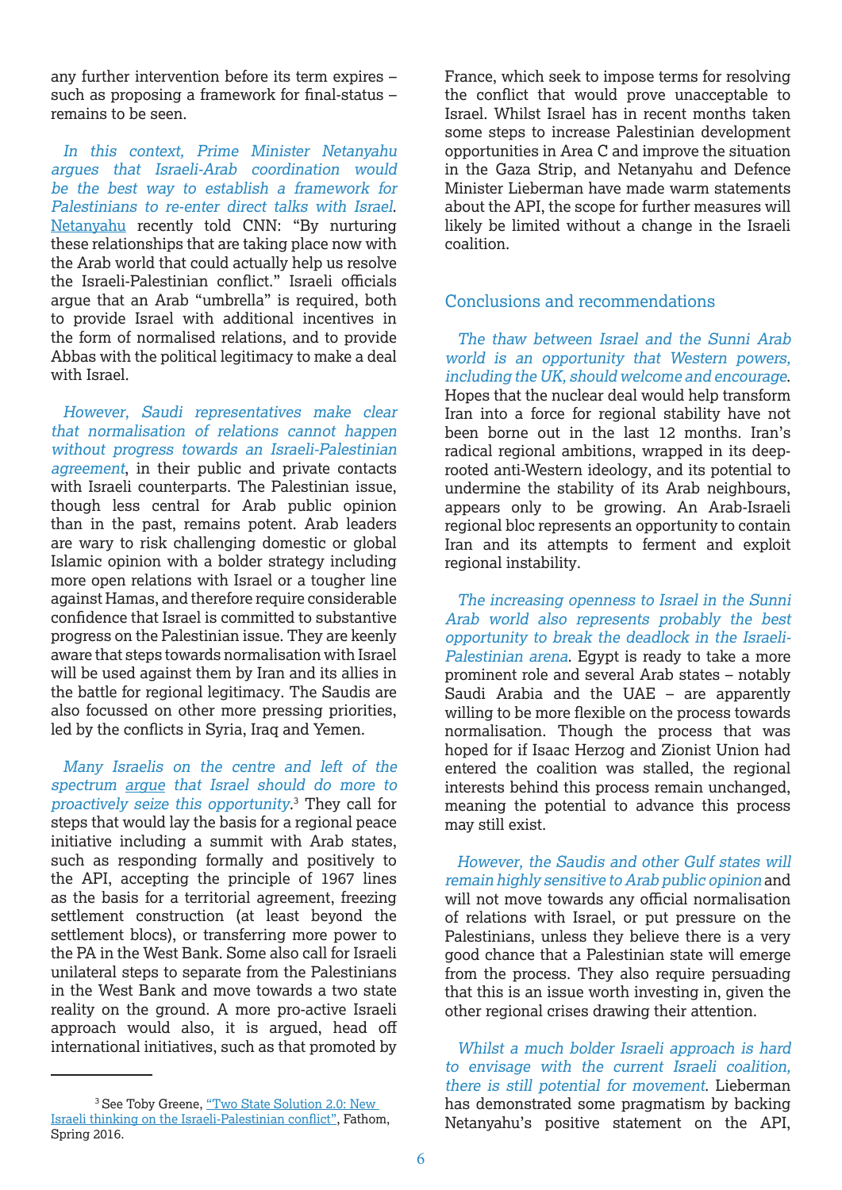any further intervention before its term expires – such as proposing a framework for final-status – remains to be seen.

*In this context, Prime Minister Netanyahu argues that Israeli-Arab coordination would be the best way to establish a framework for Palestinians to re-enter direct talks with Israel.* Netanyahu recently told CNN: "By nurturing these relationships that are taking place now with the Arab world that could actually help us resolve the Israeli-Palestinian conflict." Israeli officials argue that an Arab "umbrella" is required, both to provide Israel with additional incentives in the form of normalised relations, and to provide Abbas with the political legitimacy to make a deal with Israel.

*However, Saudi representatives make clear that normalisation of relations cannot happen without progress towards an Israeli-Palestinian agreement*, in their public and private contacts with Israeli counterparts. The Palestinian issue, though less central for Arab public opinion than in the past, remains potent. Arab leaders are wary to risk challenging domestic or global Islamic opinion with a bolder strategy including more open relations with Israel or a tougher line against Hamas, and therefore require considerable confidence that Israel is committed to substantive progress on the Palestinian issue. They are keenly aware that steps towards normalisation with Israel will be used against them by Iran and its allies in the battle for regional legitimacy. The Saudis are also focussed on other more pressing priorities, led by the conflicts in Syria, Iraq and Yemen.

*Many Israelis on the centre and left of the spectrum argue that Israel should do more to proactively seize this opportunity.*[3] They call for steps that would lay the basis for a regional peace initiative including a summit with Arab states, such as responding formally and positively to the API, accepting the principle of 1967 lines as the basis for a territorial agreement, freezing settlement construction (at least beyond the settlement blocs), or transferring more power to the PA in the West Bank. Some also call for Israeli unilateral steps to separate from the Palestinians in the West Bank and move towards a two state reality on the ground. A more pro-active Israeli approach would also, it is argued, head off international initiatives, such as that promoted by France, which seek to impose terms for resolving the conflict that would prove unacceptable to Israel. Whilst Israel has in recent months taken some steps to increase Palestinian development opportunities in Area C and improve the situation in the Gaza Strip, and Netanyahu and Defence Minister Lieberman have made warm statements about the API, the scope for further measures will likely be limited without a change in the Israeli coalition.

## Conclusions and recommendations

*The thaw between Israel and the Sunni Arab world is an opportunity that Western powers, including the UK, should welcome and encourage.* Hopes that the nuclear deal would help transform Iran into a force for regional stability have not been borne out in the last 12 months. Iran's radical regional ambitions, wrapped in its deep-rooted anti-Western ideology, and its potential to undermine the stability of its Arab neighbours, appears only to be growing. An Arab-Israeli regional bloc represents an opportunity to contain Iran and its attempts to ferment and exploit regional instability.

*The increasing openness to Israel in the Sunni Arab world also represents probably the best opportunity to break the deadlock in the Israeli-Palestinian arena.* Egypt is ready to take a more prominent role and several Arab states – notably Saudi Arabia and the UAE – are apparently willing to be more flexible on the process towards normalisation. Though the process that was hoped for if Isaac Herzog and Zionist Union had entered the coalition was stalled, the regional interests behind this process remain unchanged, meaning the potential to advance this process may still exist.

*However, the Saudis and other Gulf states will remain highly sensitive to Arab public opinion* and will not move towards any official normalisation of relations with Israel, or put pressure on the Palestinians, unless they believe there is a very good chance that a Palestinian state will emerge from the process. They also require persuading that this is an issue worth investing in, given the other regional crises drawing their attention.

*Whilst a much bolder Israeli approach is hard to envisage with the current Israeli coalition, there is still potential for movement.* Lieberman has demonstrated some pragmatism by backing Netanyahu's positive statement on the API,

---

[3] See Toby Greene, "Two State Solution 2.0: New Israeli thinking on the Israeli-Palestinian conflict", Fathom, Spring 2016.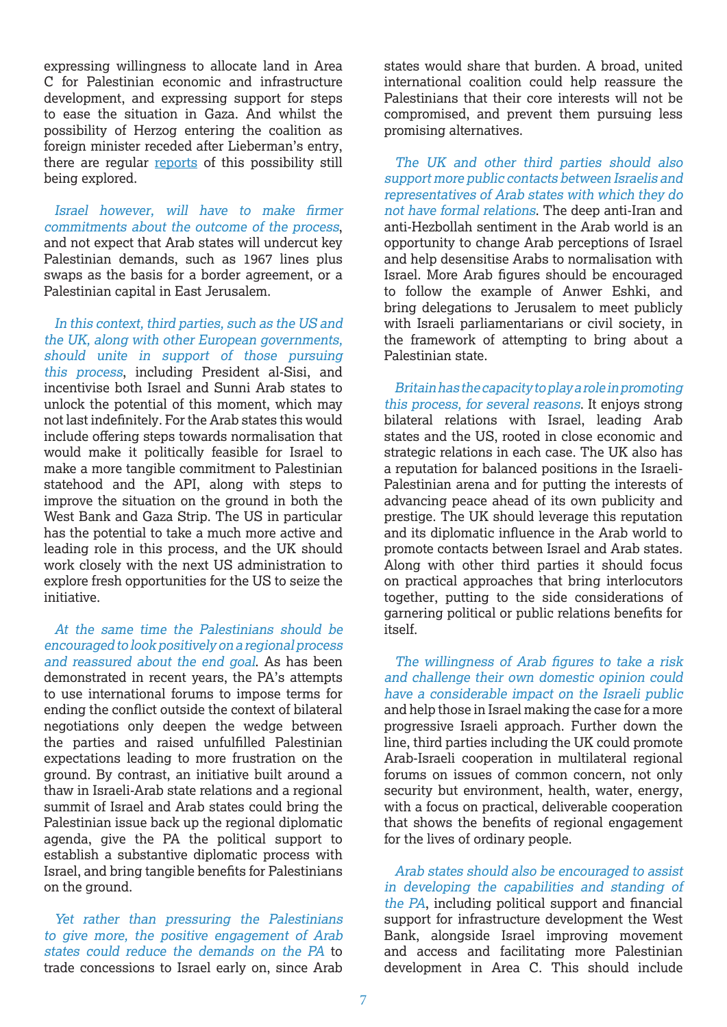expressing willingness to allocate land in Area C for Palestinian economic and infrastructure development, and expressing support for steps to ease the situation in Gaza. And whilst the possibility of Herzog entering the coalition as foreign minister receded after Lieberman's entry, there are regular reports of this possibility still being explored.

*Israel however, will have to make firmer commitments about the outcome of the process*, and not expect that Arab states will undercut key Palestinian demands, such as 1967 lines plus swaps as the basis for a border agreement, or a Palestinian capital in East Jerusalem.

*In this context, third parties, such as the US and the UK, along with other European governments, should unite in support of those pursuing this process*, including President al-Sisi, and incentivise both Israel and Sunni Arab states to unlock the potential of this moment, which may not last indefinitely. For the Arab states this would include offering steps towards normalisation that would make it politically feasible for Israel to make a more tangible commitment to Palestinian statehood and the API, along with steps to improve the situation on the ground in both the West Bank and Gaza Strip. The US in particular has the potential to take a much more active and leading role in this process, and the UK should work closely with the next US administration to explore fresh opportunities for the US to seize the initiative.

*At the same time the Palestinians should be encouraged to look positively on a regional process and reassured about the end goal*. As has been demonstrated in recent years, the PA's attempts to use international forums to impose terms for ending the conflict outside the context of bilateral negotiations only deepen the wedge between the parties and raised unfulfilled Palestinian expectations leading to more frustration on the ground. By contrast, an initiative built around a thaw in Israeli-Arab state relations and a regional summit of Israel and Arab states could bring the Palestinian issue back up the regional diplomatic agenda, give the PA the political support to establish a substantive diplomatic process with Israel, and bring tangible benefits for Palestinians on the ground.

*Yet rather than pressuring the Palestinians to give more, the positive engagement of Arab states could reduce the demands on the PA* to trade concessions to Israel early on, since Arab states would share that burden. A broad, united international coalition could help reassure the Palestinians that their core interests will not be compromised, and prevent them pursuing less promising alternatives.

*The UK and other third parties should also support more public contacts between Israelis and representatives of Arab states with which they do not have formal relations*. The deep anti-Iran and anti-Hezbollah sentiment in the Arab world is an opportunity to change Arab perceptions of Israel and help desensitise Arabs to normalisation with Israel. More Arab figures should be encouraged to follow the example of Anwer Eshki, and bring delegations to Jerusalem to meet publicly with Israeli parliamentarians or civil society, in the framework of attempting to bring about a Palestinian state.

*Britain has the capacity to play a role in promoting this process, for several reasons*. It enjoys strong bilateral relations with Israel, leading Arab states and the US, rooted in close economic and strategic relations in each case. The UK also has a reputation for balanced positions in the Israeli-Palestinian arena and for putting the interests of advancing peace ahead of its own publicity and prestige. The UK should leverage this reputation and its diplomatic influence in the Arab world to promote contacts between Israel and Arab states. Along with other third parties it should focus on practical approaches that bring interlocutors together, putting to the side considerations of garnering political or public relations benefits for itself.

*The willingness of Arab figures to take a risk and challenge their own domestic opinion could have a considerable impact on the Israeli public* and help those in Israel making the case for a more progressive Israeli approach. Further down the line, third parties including the UK could promote Arab-Israeli cooperation in multilateral regional forums on issues of common concern, not only security but environment, health, water, energy, with a focus on practical, deliverable cooperation that shows the benefits of regional engagement for the lives of ordinary people.

*Arab states should also be encouraged to assist in developing the capabilities and standing of the PA*, including political support and financial support for infrastructure development the West Bank, alongside Israel improving movement and access and facilitating more Palestinian development in Area C. This should include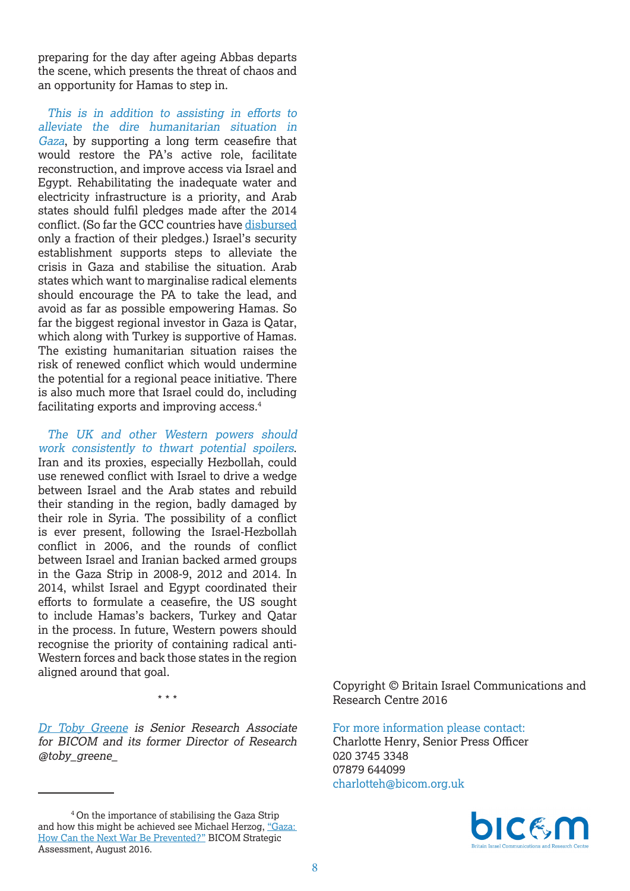preparing for the day after ageing Abbas departs the scene, which presents the threat of chaos and an opportunity for Hamas to step in.

*This is in addition to assisting in efforts to alleviate the dire humanitarian situation in Gaza*, by supporting a long term ceasefire that would restore the PA's active role, facilitate reconstruction, and improve access via Israel and Egypt. Rehabilitating the inadequate water and electricity infrastructure is a priority, and Arab states should fulfil pledges made after the 2014 conflict. (So far the GCC countries have disbursed only a fraction of their pledges.) Israel's security establishment supports steps to alleviate the crisis in Gaza and stabilise the situation. Arab states which want to marginalise radical elements should encourage the PA to take the lead, and avoid as far as possible empowering Hamas. So far the biggest regional investor in Gaza is Qatar, which along with Turkey is supportive of Hamas. The existing humanitarian situation raises the risk of renewed conflict which would undermine the potential for a regional peace initiative. There is also much more that Israel could do, including facilitating exports and improving access.[4]

*The UK and other Western powers should work consistently to thwart potential spoilers*. Iran and its proxies, especially Hezbollah, could use renewed conflict with Israel to drive a wedge between Israel and the Arab states and rebuild their standing in the region, badly damaged by their role in Syria. The possibility of a conflict is ever present, following the Israel-Hezbollah conflict in 2006, and the rounds of conflict between Israel and Iranian backed armed groups in the Gaza Strip in 2008-9, 2012 and 2014. In 2014, whilst Israel and Egypt coordinated their efforts to formulate a ceasefire, the US sought to include Hamas's backers, Turkey and Qatar in the process. In future, Western powers should recognise the priority of containing radical anti-Western forces and back those states in the region aligned around that goal.

\* \* \*

*Dr Toby Greene is Senior Research Associate for BICOM and its former Director of Research @toby_greene_*

[4] On the importance of stabilising the Gaza Strip and how this might be achieved see Michael Herzog, "Gaza: How Can the Next War Be Prevented?" BICOM Strategic Assessment, August 2016.

Copyright © Britain Israel Communications and Research Centre 2016

For more information please contact:
Charlotte Henry, Senior Press Officer
020 3745 3348
07879 644099
charlotteh@bicom.org.uk

bicom
Britain Israel Communications and Research Centre